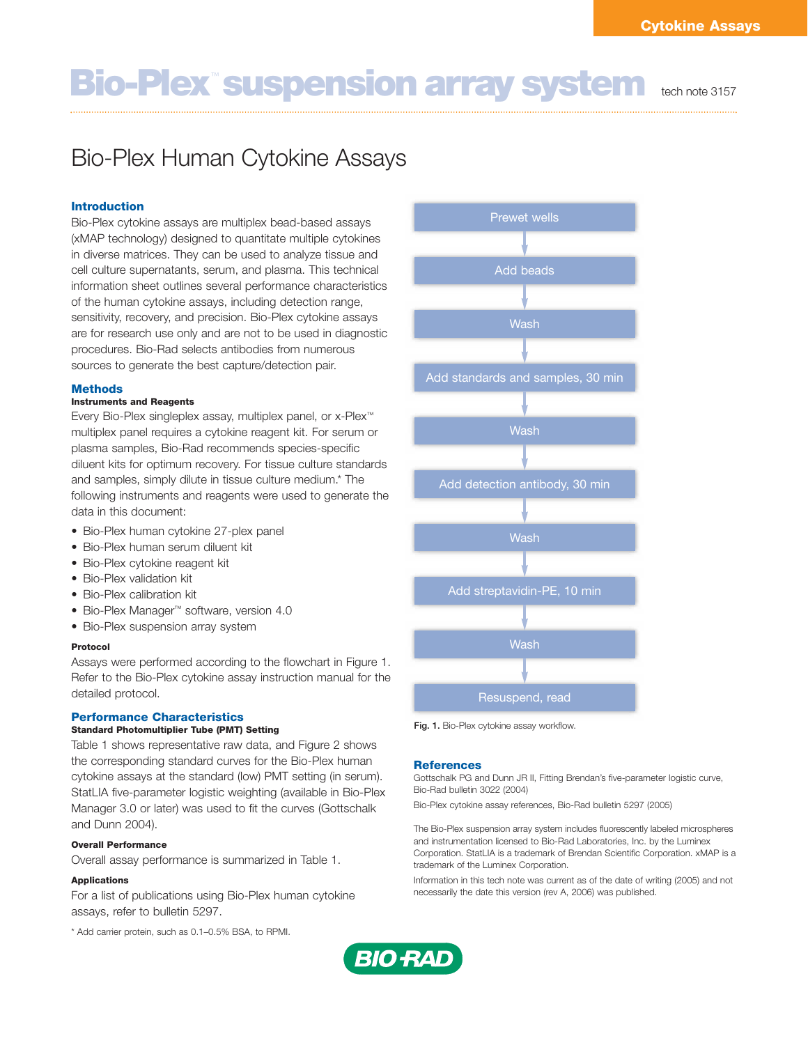Cytokine Assays

# Bio-Plex™ suspension array system

tech note 3157

## Bio-Plex Human Cytokine Assays

### Introduction

Bio-Plex cytokine assays are multiplex bead-based assays (xMAP technology) designed to quantitate multiple cytokines in diverse matrices. They can be used to analyze tissue and cell culture supernatants, serum, and plasma. This technical information sheet outlines several performance characteristics of the human cytokine assays, including detection range, sensitivity, recovery, and precision. Bio-Plex cytokine assays are for research use only and are not to be used in diagnostic procedures. Bio-Rad selects antibodies from numerous sources to generate the best capture/detection pair.

### Methods

**Instruments and Reagents**

Every Bio-Plex singleplex assay, multiplex panel, or x-Plex™ multiplex panel requires a cytokine reagent kit. For serum or plasma samples, Bio-Rad recommends species-specific diluent kits for optimum recovery. For tissue culture standards and samples, simply dilute in tissue culture medium.* The following instruments and reagents were used to generate the data in this document:

- Bio-Plex human cytokine 27-plex panel
- Bio-Plex human serum diluent kit
- Bio-Plex cytokine reagent kit
- Bio-Plex validation kit
- Bio-Plex calibration kit
- Bio-Plex Manager™ software, version 4.0
- Bio-Plex suspension array system

**Protocol**

Assays were performed according to the flowchart in Figure 1. Refer to the Bio-Plex cytokine assay instruction manual for the detailed protocol.

### Performance Characteristics

**Standard Photomultiplier Tube (PMT) Setting**

Table 1 shows representative raw data, and Figure 2 shows the corresponding standard curves for the Bio-Plex human cytokine assays at the standard (low) PMT setting (in serum). StatLIA five-parameter logistic weighting (available in Bio-Plex Manager 3.0 or later) was used to fit the curves (Gottschalk and Dunn 2004).

**Overall Performance**

Overall assay performance is summarized in Table 1.

**Applications**

For a list of publications using Bio-Plex human cytokine assays, refer to bulletin 5297.

\* Add carrier protein, such as 0.1–0.5% BSA, to RPMI.

Prewet wells
↓
Add beads
↓
Wash
↓
Add standards and samples, 30 min
↓
Wash
↓
Add detection antibody, 30 min
↓
Wash
↓
Add streptavidin-PE, 10 min
↓
Wash
↓
Resuspend, read

**Fig. 1.** Bio-Plex cytokine assay workflow.

### References

Gottschalk PG and Dunn JR II, Fitting Brendan's five-parameter logistic curve, Bio-Rad bulletin 3022 (2004)

Bio-Plex cytokine assay references, Bio-Rad bulletin 5297 (2005)

The Bio-Plex suspension array system includes fluorescently labeled microspheres and instrumentation licensed to Bio-Rad Laboratories, Inc. by the Luminex Corporation. StatLIA is a trademark of Brendan Scientific Corporation. xMAP is a trademark of the Luminex Corporation.

Information in this tech note was current as of the date of writing (2005) and not necessarily the date this version (rev A, 2006) was published.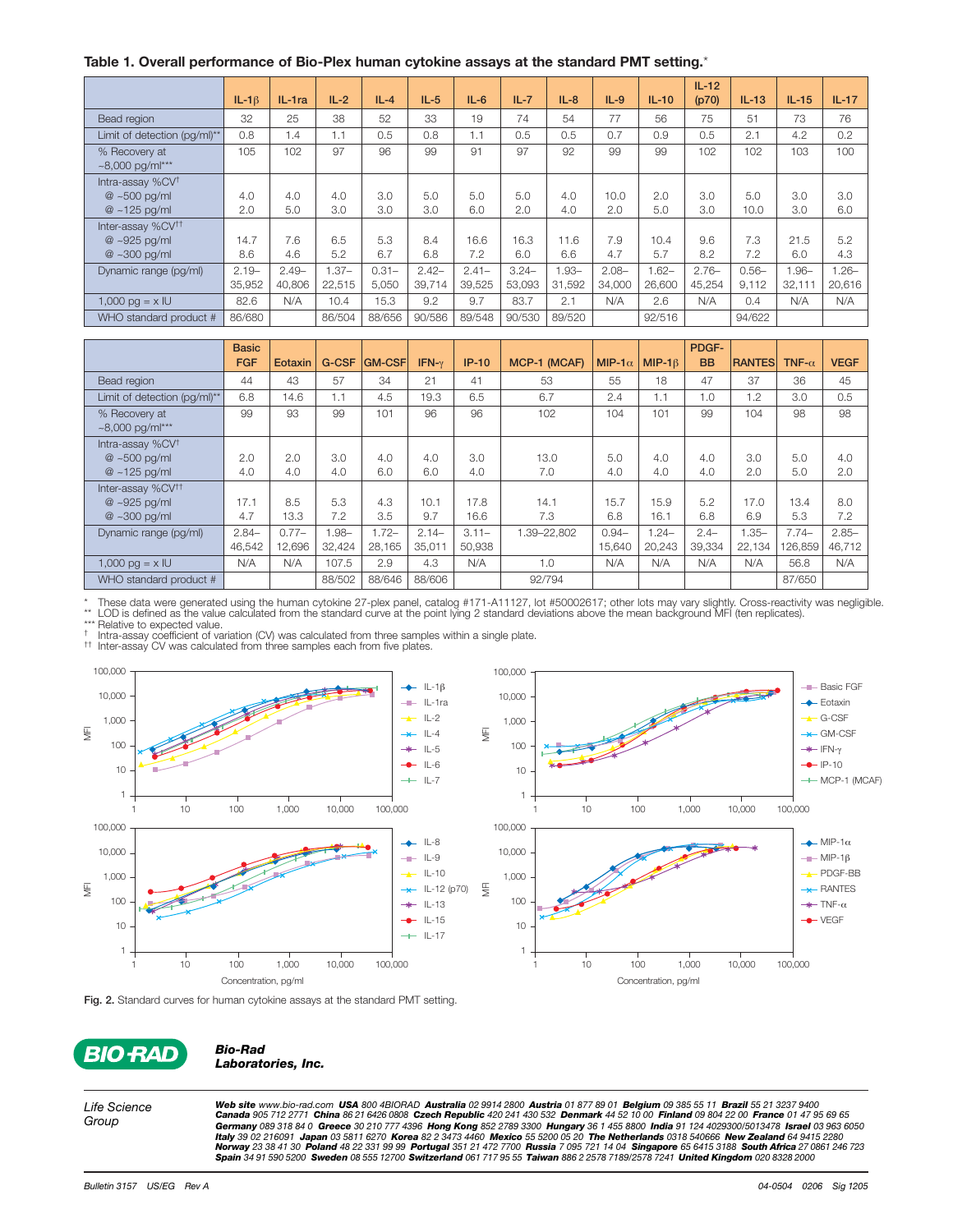**Table 1. Overall performance of Bio-Plex human cytokine assays at the standard PMT setting.***

| | IL-1β | IL-1ra | IL-2 | IL-4 | IL-5 | IL-6 | IL-7 | IL-8 | IL-9 | IL-10 | IL-12 (p70) | IL-13 | IL-15 | IL-17 |
|---|---|---|---|---|---|---|---|---|---|---|---|---|---|---|
| Bead region | 32 | 25 | 38 | 52 | 33 | 19 | 74 | 54 | 77 | 56 | 75 | 51 | 73 | 76 |
| Limit of detection (pg/ml)** | 0.8 | 1.4 | 1.1 | 0.5 | 0.8 | 1.1 | 0.5 | 0.5 | 0.7 | 0.9 | 0.5 | 2.1 | 4.2 | 0.2 |
| % Recovery at ~8,000 pg/ml*** | 105 | 102 | 97 | 96 | 99 | 91 | 97 | 92 | 99 | 99 | 102 | 102 | 103 | 100 |
| Intra-assay %CV† @ ~500 pg/ml | 4.0 | 4.0 | 4.0 | 3.0 | 5.0 | 5.0 | 5.0 | 4.0 | 10.0 | 2.0 | 3.0 | 5.0 | 3.0 | 3.0 |
| @ ~125 pg/ml | 2.0 | 5.0 | 3.0 | 3.0 | 3.0 | 6.0 | 2.0 | 4.0 | 2.0 | 5.0 | 3.0 | 10.0 | 3.0 | 6.0 |
| Inter-assay %CV†† @ ~925 pg/ml | 14.7 | 7.6 | 6.5 | 5.3 | 8.4 | 16.6 | 16.3 | 11.6 | 7.9 | 10.4 | 9.6 | 7.3 | 21.5 | 5.2 |
| @ ~300 pg/ml | 8.6 | 4.6 | 5.2 | 6.7 | 6.8 | 7.2 | 6.0 | 6.6 | 4.7 | 5.7 | 8.2 | 7.2 | 6.0 | 4.3 |
| Dynamic range (pg/ml) | 2.19–35,952 | 2.49–40,806 | 1.37–22,515 | 0.31–5,050 | 2.42–39,714 | 2.41–39,525 | 3.24–53,093 | 1.93–31,592 | 2.08–34,000 | 1.62–26,600 | 2.76–45,254 | 0.56–9,112 | 1.96–32,111 | 1.26–20,616 |
| 1,000 pg = x IU | 82.6 | N/A | 10.4 | 15.3 | 9.2 | 9.7 | 83.7 | 2.1 | N/A | 2.6 | N/A | 0.4 | N/A | N/A |
| WHO standard product # | 86/680 | | 86/504 | 88/656 | 90/586 | 89/548 | 90/530 | 89/520 | | 92/516 | | 94/622 | | |

| | Basic FGF | Eotaxin | G-CSF | GM-CSF | IFN-γ | IP-10 | MCP-1 (MCAF) | MIP-1α | MIP-1β | PDGF-BB | RANTES | TNF-α | VEGF |
|---|---|---|---|---|---|---|---|---|---|---|---|---|---|
| Bead region | 44 | 43 | 57 | 34 | 21 | 41 | 53 | 55 | 18 | 47 | 37 | 36 | 45 |
| Limit of detection (pg/ml)** | 6.8 | 14.6 | 1.1 | 4.5 | 19.3 | 6.5 | 6.7 | 2.4 | 1.1 | 1.0 | 1.2 | 3.0 | 0.5 |
| % Recovery at ~8,000 pg/ml*** | 99 | 93 | 99 | 101 | 96 | 96 | 102 | 104 | 101 | 99 | 104 | 98 | 98 |
| Intra-assay %CV† @ ~500 pg/ml | 2.0 | 2.0 | 3.0 | 4.0 | 4.0 | 3.0 | 13.0 | 5.0 | 4.0 | 4.0 | 3.0 | 5.0 | 4.0 |
| @ ~125 pg/ml | 4.0 | 4.0 | 4.0 | 6.0 | 6.0 | 4.0 | 7.0 | 4.0 | 4.0 | 4.0 | 2.0 | 5.0 | 2.0 |
| Inter-assay %CV†† @ ~925 pg/ml | 17.1 | 8.5 | 5.3 | 4.3 | 10.1 | 17.8 | 14.1 | 15.7 | 15.9 | 5.2 | 17.0 | 13.4 | 8.0 |
| @ ~300 pg/ml | 4.7 | 13.3 | 7.2 | 3.5 | 9.7 | 16.6 | 7.3 | 6.8 | 16.1 | 6.8 | 6.9 | 5.3 | 7.2 |
| Dynamic range (pg/ml) | 2.84–46,542 | 0.77–12,696 | 1.98–32,424 | 1.72–28,165 | 2.14–35,011 | 3.11–50,938 | 1.39–22,802 | 0.94–15,640 | 1.24–20,243 | 2.4–39,334 | 1.35–22,134 | 7.74–126,859 | 2.85–46,712 |
| 1,000 pg = x IU | N/A | N/A | 107.5 | 2.9 | 4.3 | N/A | 1.0 | N/A | N/A | N/A | N/A | 56.8 | N/A |
| WHO standard product # | | | 88/502 | 88/646 | 88/606 | | 92/794 | | | | | 87/650 | |

\* These data were generated using the human cytokine 27-plex panel, catalog #171-A11127, lot #50002617; other lots may vary slightly. Cross-reactivity was negligible.
\** LOD is defined as the value calculated from the standard curve at the point lying 2 standard deviations above the mean background MFI (ten replicates).
\*** Relative to expected value.
† Intra-assay coefficient of variation (CV) was calculated from three samples within a single plate.
†† Inter-assay CV was calculated from three samples each from five plates.

MFI
1 10 100 1,000 10,000 100,000
IL-1β, IL-1ra, IL-2, IL-4, IL-5, IL-6, IL-7
Basic FGF, Eotaxin, G-CSF, GM-CSF, IFN-γ, IP-10, MCP-1 (MCAF)
IL-8, IL-9, IL-10, IL-12 (p70), IL-13, IL-15, IL-17
MIP-1α, MIP-1β, PDGF-BB, RANTES, TNF-α, VEGF
Concentration, pg/ml

**Fig. 2.** Standard curves for human cytokine assays at the standard PMT setting.

**Bio-Rad Laboratories, Inc.**

Life Science Group

**Web site** www.bio-rad.com **USA** 800 4BIORAD **Australia** 02 9914 2800 **Austria** 01 877 89 01 **Belgium** 09 385 55 11 **Brazil** 55 21 3237 9400 **Canada** 905 712 2771 **China** 86 21 6426 0808 **Czech Republic** 420 241 430 532 **Denmark** 44 52 10 00 **Finland** 09 804 22 00 **France** 01 47 95 69 65 **Germany** 089 318 84 0 **Greece** 30 210 777 4396 **Hong Kong** 852 2789 3300 **Hungary** 36 1 455 8800 **India** 91 124 4029300/5013478 **Israel** 03 963 6050 **Italy** 39 02 216091 **Japan** 03 5811 6270 **Korea** 82 2 3473 4460 **Mexico** 55 5200 05 20 **The Netherlands** 0318 540666 **New Zealand** 64 9415 2280 **Norway** 23 38 41 30 **Poland** 48 22 331 99 99 **Portugal** 351 21 472 7700 **Russia** 7 095 721 14 04 **Singapore** 65 6415 3188 **South Africa** 27 0861 246 723 **Spain** 34 91 590 5200 **Sweden** 08 555 12700 **Switzerland** 061 717 95 55 **Taiwan** 886 2 2578 7189/2578 7241 **United Kingdom** 020 8328 2000

Bulletin 3157 US/EG Rev A 04-0504 0206 Sig 1205